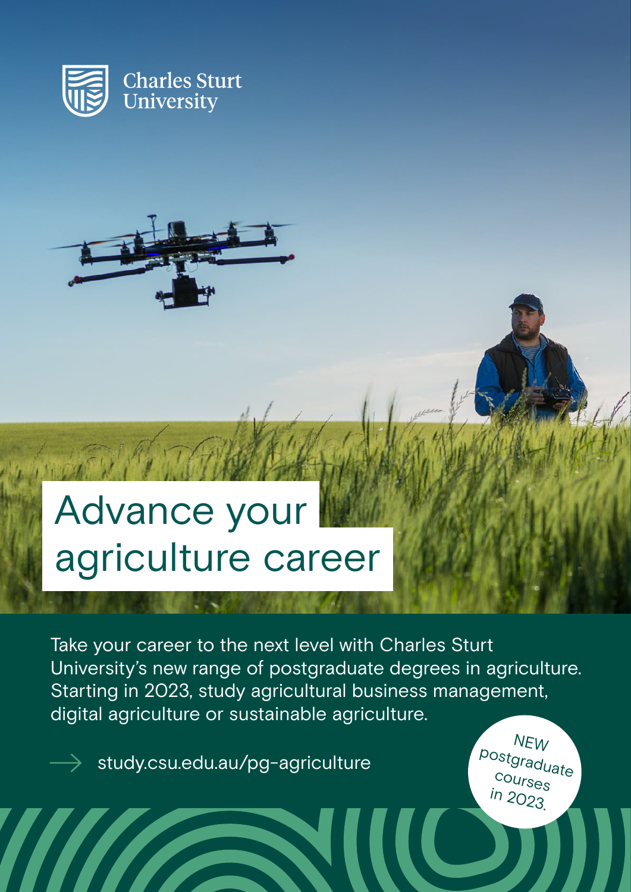Charles Sturt University

# Advance your agriculture career

Take your career to the next level with Charles Sturt University's new range of postgraduate degrees in agriculture. Starting in 2023, study agricultural business management, digital agriculture or sustainable agriculture.

→ study.csu.edu.au/pg-agriculture

NEW postgraduate courses in 2023.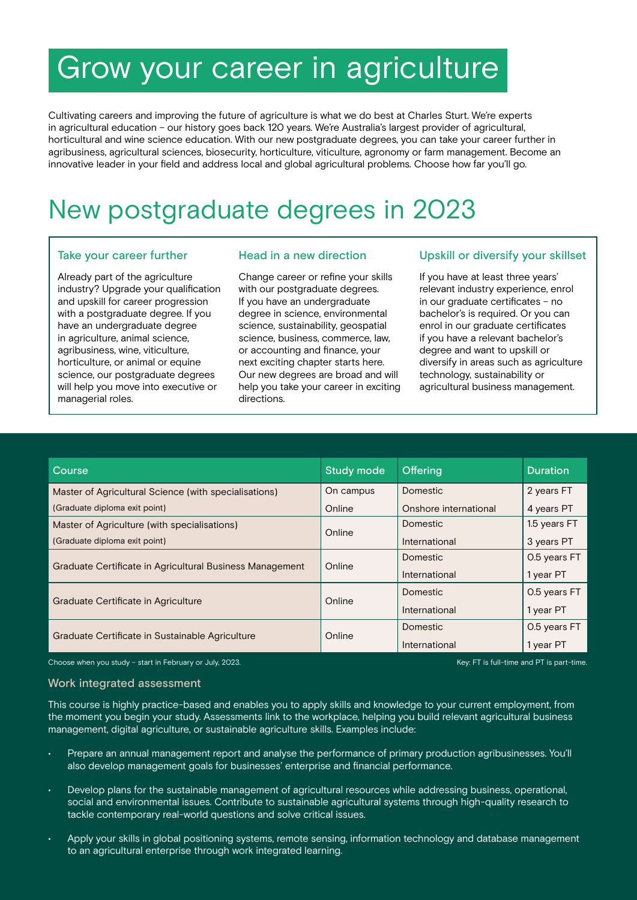# Grow your career in agriculture

Cultivating careers and improving the future of agriculture is what we do best at Charles Sturt. We're experts in agricultural education – our history goes back 120 years. We're Australia's largest provider of agricultural, horticultural and wine science education. With our new postgraduate degrees, you can take your career further in agribusiness, agricultural sciences, biosecurity, horticulture, viticulture, agronomy or farm management. Become an innovative leader in your field and address local and global agricultural problems. Choose how far you'll go.

# New postgraduate degrees in 2023

### Take your career further

Already part of the agriculture industry? Upgrade your qualification and upskill for career progression with a postgraduate degree. If you have an undergraduate degree in agriculture, animal science, agribusiness, wine, viticulture, horticulture, or animal or equine science, our postgraduate degrees will help you move into executive or managerial roles.

### Head in a new direction

Change career or refine your skills with our postgraduate degrees. If you have an undergraduate degree in science, environmental science, sustainability, geospatial science, business, commerce, law, or accounting and finance, your next exciting chapter starts here. Our new degrees are broad and will help you take your career in exciting directions.

### Upskill or diversify your skillset

If you have at least three years' relevant industry experience, enrol in our graduate certificates – no bachelor's is required. Or you can enrol in our graduate certificates if you have a relevant bachelor's degree and want to upskill or diversify in areas such as agriculture technology, sustainability or agricultural business management.

| Course | Study mode | Offering | Duration |
|---|---|---|---|
| Master of Agricultural Science (with specialisations) (Graduate diploma exit point) | On campus<br>Online | Domestic<br>Onshore international | 2 years FT<br>4 years PT |
| Master of Agriculture (with specialisations) (Graduate diploma exit point) | Online | Domestic<br>International | 1.5 years FT<br>3 years PT |
| Graduate Certificate in Agricultural Business Management | Online | Domestic<br>International | 0.5 years FT<br>1 year PT |
| Graduate Certificate in Agriculture | Online | Domestic<br>International | 0.5 years FT<br>1 year PT |
| Graduate Certificate in Sustainable Agriculture | Online | Domestic<br>International | 0.5 years FT<br>1 year PT |

Choose when you study – start in February or July, 2023.

Key: FT is full-time and PT is part-time.

### Work integrated assessment

This course is highly practice-based and enables you to apply skills and knowledge to your current employment, from the moment you begin your study. Assessments link to the workplace, helping you build relevant agricultural business management, digital agriculture, or sustainable agriculture skills. Examples include:

- Prepare an annual management report and analyse the performance of primary production agribusinesses. You'll also develop management goals for businesses' enterprise and financial performance.
- Develop plans for the sustainable management of agricultural resources while addressing business, operational, social and environmental issues. Contribute to sustainable agricultural systems through high-quality research to tackle contemporary real-world questions and solve critical issues.
- Apply your skills in global positioning systems, remote sensing, information technology and database management to an agricultural enterprise through work integrated learning.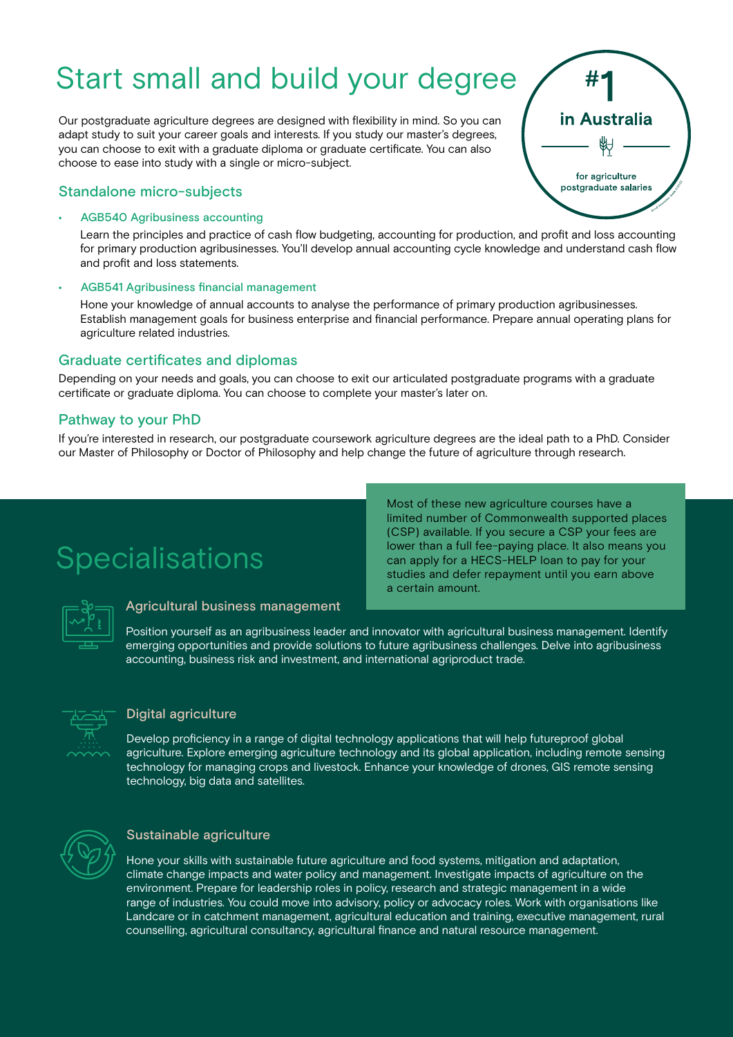# Start small and build your degree

Our postgraduate agriculture degrees are designed with flexibility in mind. So you can adapt study to suit your career goals and interests. If you study our master's degrees, you can choose to exit with a graduate diploma or graduate certificate. You can also choose to ease into study with a single or micro-subject.

**#1 in Australia** for agriculture postgraduate salaries

## Standalone micro-subjects

- AGB540 Agribusiness accounting

  Learn the principles and practice of cash flow budgeting, accounting for production, and profit and loss accounting for primary production agribusinesses. You'll develop annual accounting cycle knowledge and understand cash flow and profit and loss statements.

- AGB541 Agribusiness financial management

  Hone your knowledge of annual accounts to analyse the performance of primary production agribusinesses. Establish management goals for business enterprise and financial performance. Prepare annual operating plans for agriculture related industries.

## Graduate certificates and diplomas

Depending on your needs and goals, you can choose to exit our articulated postgraduate programs with a graduate certificate or graduate diploma. You can choose to complete your master's later on.

## Pathway to your PhD

If you're interested in research, our postgraduate coursework agriculture degrees are the ideal path to a PhD. Consider our Master of Philosophy or Doctor of Philosophy and help change the future of agriculture through research.

# Specialisations

Most of these new agriculture courses have a limited number of Commonwealth supported places (CSP) available. If you secure a CSP your fees are lower than a full fee-paying place. It also means you can apply for a HECS-HELP loan to pay for your studies and defer repayment until you earn above a certain amount.

### Agricultural business management

Position yourself as an agribusiness leader and innovator with agricultural business management. Identify emerging opportunities and provide solutions to future agribusiness challenges. Delve into agribusiness accounting, business risk and investment, and international agriproduct trade.

### Digital agriculture

Develop proficiency in a range of digital technology applications that will help futureproof global agriculture. Explore emerging agriculture technology and its global application, including remote sensing technology for managing crops and livestock. Enhance your knowledge of drones, GIS remote sensing technology, big data and satellites.

### Sustainable agriculture

Hone your skills with sustainable future agriculture and food systems, mitigation and adaptation, climate change impacts and water policy and management. Investigate impacts of agriculture on the environment. Prepare for leadership roles in policy, research and strategic management in a wide range of industries. You could move into advisory, policy or advocacy roles. Work with organisations like Landcare or in catchment management, agricultural education and training, executive management, rural counselling, agricultural consultancy, agricultural finance and natural resource management.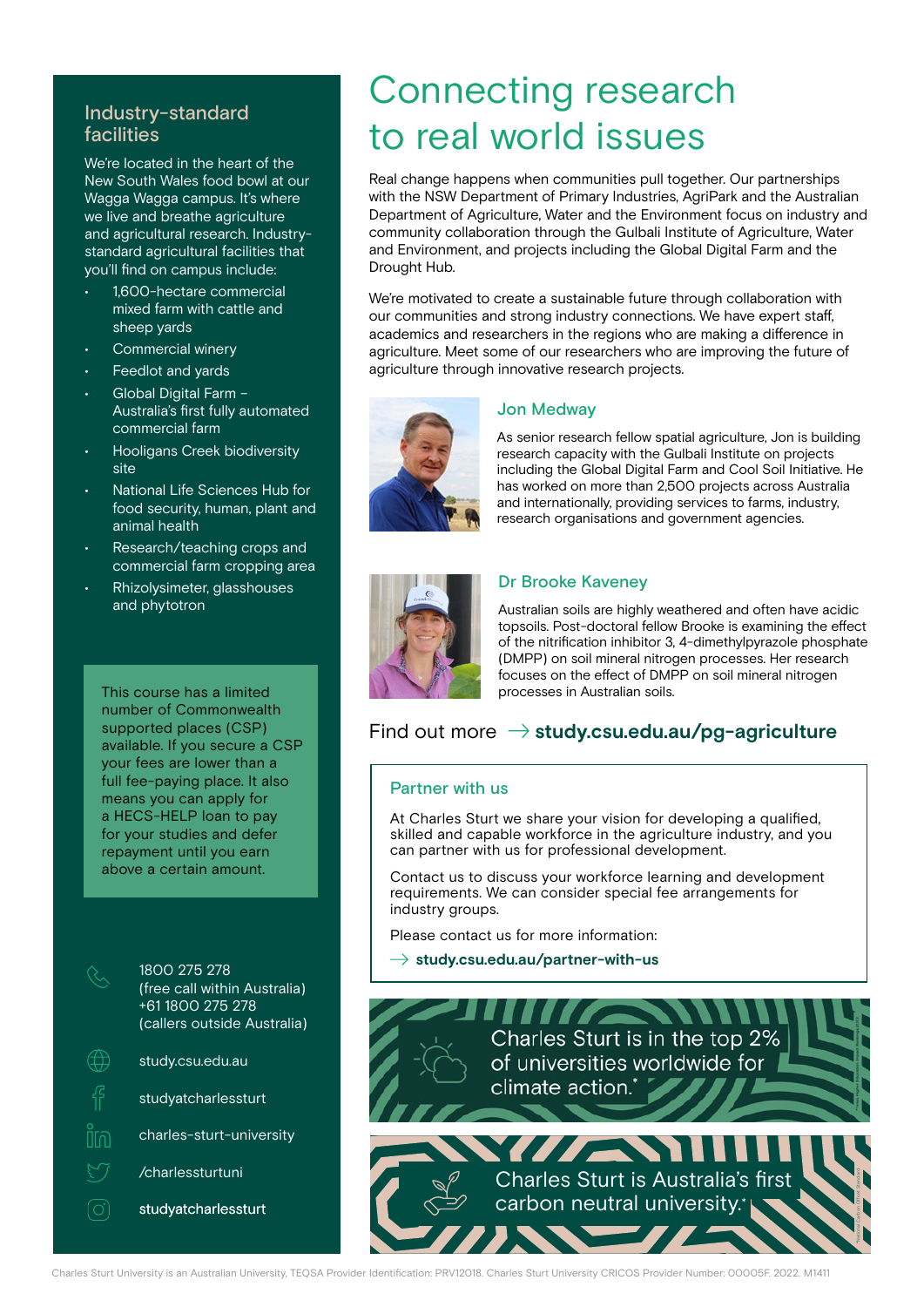## Industry-standard facilities

We're located in the heart of the New South Wales food bowl at our Wagga Wagga campus. It's where we live and breathe agriculture and agricultural research. Industry-standard agricultural facilities that you'll find on campus include:

- 1,600-hectare commercial mixed farm with cattle and sheep yards
- Commercial winery
- Feedlot and yards
- Global Digital Farm – Australia's first fully automated commercial farm
- Hooligans Creek biodiversity site
- National Life Sciences Hub for food security, human, plant and animal health
- Research/teaching crops and commercial farm cropping area
- Rhizolysimeter, glasshouses and phytotron

This course has a limited number of Commonwealth supported places (CSP) available. If you secure a CSP your fees are lower than a full fee-paying place. It also means you can apply for a HECS-HELP loan to pay for your studies and defer repayment until you earn above a certain amount.

1800 275 278
(free call within Australia)
+61 1800 275 278
(callers outside Australia)

study.csu.edu.au

studyatcharlessturt

charles-sturt-university

/charlessturtuni

studyatcharlessturt

# Connecting research to real world issues

Real change happens when communities pull together. Our partnerships with the NSW Department of Primary Industries, AgriPark and the Australian Department of Agriculture, Water and the Environment focus on industry and community collaboration through the Gulbali Institute of Agriculture, Water and Environment, and projects including the Global Digital Farm and the Drought Hub.

We're motivated to create a sustainable future through collaboration with our communities and strong industry connections. We have expert staff, academics and researchers in the regions who are making a difference in agriculture. Meet some of our researchers who are improving the future of agriculture through innovative research projects.

### Jon Medway

As senior research fellow spatial agriculture, Jon is building research capacity with the Gulbali Institute on projects including the Global Digital Farm and Cool Soil Initiative. He has worked on more than 2,500 projects across Australia and internationally, providing services to farms, industry, research organisations and government agencies.

### Dr Brooke Kaveney

Australian soils are highly weathered and often have acidic topsoils. Post-doctoral fellow Brooke is examining the effect of the nitrification inhibitor 3, 4-dimethylpyrazole phosphate (DMPP) on soil mineral nitrogen processes. Her research focuses on the effect of DMPP on soil mineral nitrogen processes in Australian soils.

Find out more → **study.csu.edu.au/pg-agriculture**

### Partner with us

At Charles Sturt we share your vision for developing a qualified, skilled and capable workforce in the agriculture industry, and you can partner with us for professional development.

Contact us to discuss your workforce learning and development requirements. We can consider special fee arrangements for industry groups.

Please contact us for more information:

→ **study.csu.edu.au/partner-with-us**

Charles Sturt is in the top 2% of universities worldwide for climate action.*

Charles Sturt is Australia's first carbon neutral university.*

Charles Sturt University is an Australian University, TEQSA Provider Identification: PRV12018. Charles Sturt University CRICOS Provider Number: 00005F. 2022. M1411